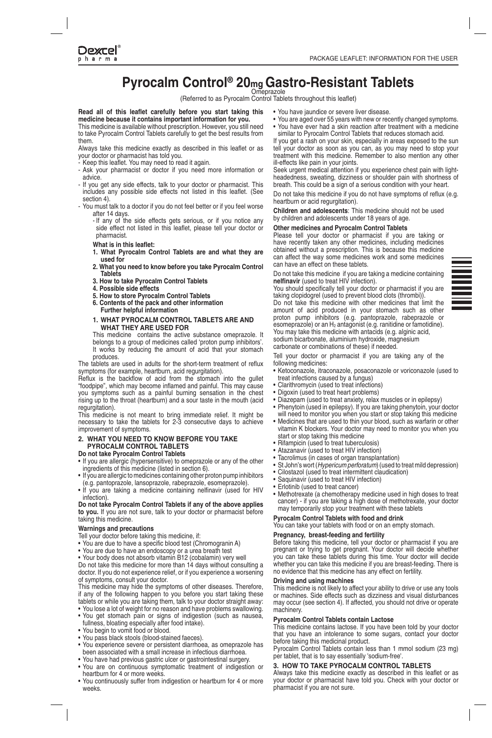Dexcel® pharma

PACKAGE LEAFLET: INFORMATION FOR THE USER

# Pyrocalm Control® 20mg Gastro-Resistant Tablets

Omeprazole

(Referred to as Pyrocalm Control Tablets throughout this leaflet)

**Read all of this leaflet carefully before you start taking this medicine because it contains important information for you.**

This medicine is available without prescription. However, you still need to take Pyrocalm Control Tablets carefully to get the best results from them.

Always take this medicine exactly as described in this leaflet or as your doctor or pharmacist has told you.

- Keep this leaflet. You may need to read it again.
- Ask your pharmacist or doctor if you need more information or advice.
- If you get any side effects, talk to your doctor or pharmacist. This includes any possible side effects not listed in this leaflet. (See section 4).
- You must talk to a doctor if you do not feel better or if you feel worse after 14 days.
  - If any of the side effects gets serious, or if you notice any side effect not listed in this leaflet, please tell your doctor or pharmacist.

**What is in this leaflet:**

1. **What Pyrocalm Control Tablets are and what they are used for**
2. **What you need to know before you take Pyrocalm Control Tablets**
3. **How to take Pyrocalm Control Tablets**
4. **Possible side effects**
5. **How to store Pyrocalm Control Tablets**
6. **Contents of the pack and other information**
   **Further helpful information**

## 1. WHAT PYROCALM CONTROL TABLETS ARE AND WHAT THEY ARE USED FOR

This medicine contains the active substance omeprazole. It belongs to a group of medicines called 'proton pump inhibitors'. It works by reducing the amount of acid that your stomach produces.

The tablets are used in adults for the short-term treatment of reflux symptoms (for example, heartburn, acid regurgitation).

Reflux is the backflow of acid from the stomach into the gullet "foodpipe", which may become inflamed and painful. This may cause you symptoms such as a painful burning sensation in the chest rising up to the throat (heartburn) and a sour taste in the mouth (acid regurgitation).

This medicine is not meant to bring immediate relief. It might be necessary to take the tablets for 2-3 consecutive days to achieve improvement of symptoms.

## 2. WHAT YOU NEED TO KNOW BEFORE YOU TAKE PYROCALM CONTROL TABLETS

**Do not take Pyrocalm Control Tablets**

- If you are allergic (hypersensitive) to omeprazole or any of the other ingredients of this medicine (listed in section 6).
- If you are allergic to medicines containing other proton pump inhibitors (e.g. pantoprazole, lansoprazole, rabeprazole, esomeprazole).
- If you are taking a medicine containing nelfinavir (used for HIV infection).

**Do not take Pyrocalm Control Tablets if any of the above applies to you.** If you are not sure, talk to your doctor or pharmacist before taking this medicine.

**Warnings and precautions**

Tell your doctor before taking this medicine, if:

- You are due to have a specific blood test (Chromogranin A)
- You are due to have an endoscopy or a urea breath test
- Your body does not absorb vitamin B12 (cobalamin) very well

Do not take this medicine for more than 14 days without consulting a doctor. If you do not experience relief, or if you experience a worsening of symptoms, consult your doctor.

This medicine may hide the symptoms of other diseases. Therefore, if any of the following happen to you before you start taking these tablets or while you are taking them, talk to your doctor straight away:

- You lose a lot of weight for no reason and have problems swallowing.
- You get stomach pain or signs of indigestion (such as nausea, fullness, bloating especially after food intake).
- You begin to vomit food or blood.
- You pass black stools (blood-stained faeces).
- You experience severe or persistent diarrhoea, as omeprazole has been associated with a small increase in infectious diarrhoea.
- You have had previous gastric ulcer or gastrointestinal surgery.
- You are on continuous symptomatic treatment of indigestion or heartburn for 4 or more weeks.
- You continuously suffer from indigestion or heartburn for 4 or more weeks.
- You have jaundice or severe liver disease.
- You are aged over 55 years with new or recently changed symptoms.
- You have ever had a skin reaction after treatment with a medicine similar to Pyrocalm Control Tablets that reduces stomach acid.

If you get a rash on your skin, especially in areas exposed to the sun tell your doctor as soon as you can, as you may need to stop your treatment with this medicine. Remember to also mention any other ill-effects like pain in your joints.

Seek urgent medical attention if you experience chest pain with light-headedness, sweating, dizziness or shoulder pain with shortness of breath. This could be a sign of a serious condition with your heart.

Do not take this medicine if you do not have symptoms of reflux (e.g. heartburn or acid regurgitation).

**Children and adolescents**: This medicine should not be used by children and adolescents under 18 years of age.

**Other medicines and Pyrocalm Control Tablets**

Please tell your doctor or pharmacist if you are taking or have recently taken any other medicines, including medicines obtained without a prescription. This is because this medicine can affect the way some medicines work and some medicines can have an effect on these tablets.

Do not take this medicine if you are taking a medicine containing **nelfinavir** (used to treat HIV infection).

You should specifically tell your doctor or pharmacist if you are taking clopidogrel (used to prevent blood clots (thrombi)).

Do not take this medicine with other medicines that limit the amount of acid produced in your stomach such as other proton pump inhibitors (e.g. pantoprazole, rabeprazole or esomeprazole) or an $H_2$ antagonist (e.g. ranitidine or famotidine). You may take this medicine with antacids (e.g. alginic acid, sodium bicarbonate, aluminium hydroxide, magnesium carbonate or combinations of these) if needed.

Tell your doctor or pharmacist if you are taking any of the following medicines:

- Ketoconazole, itraconazole, posaconazole or voriconazole (used to treat infections caused by a fungus)
- Clarithromycin (used to treat infections)
- Digoxin (used to treat heart problems)
- Diazepam (used to treat anxiety, relax muscles or in epilepsy)
- Phenytoin (used in epilepsy). If you are taking phenytoin, your doctor will need to monitor you when you start or stop taking this medicine
- Medicines that are used to thin your blood, such as warfarin or other vitamin K blockers. Your doctor may need to monitor you when you start or stop taking this medicine
- Rifampicin (used to treat tuberculosis)
- Atazanavir (used to treat HIV infection)
- Tacrolimus (in cases of organ transplantation)
- St John's wort (*Hypericum perforatum*) (used to treat mild depression)
- Cilostazol (used to treat intermittent claudication)
- Saquinavir (used to treat HIV infection)
- Erlotinib (used to treat cancer)
- Methotrexate (a chemotherapy medicine used in high doses to treat cancer) - if you are taking a high dose of methotrexate, your doctor may temporarily stop your treatment with these tablets

**Pyrocalm Control Tablets with food and drink**

You can take your tablets with food or on an empty stomach.

**Pregnancy, breast-feeding and fertility**

Before taking this medicine, tell your doctor or pharmacist if you are pregnant or trying to get pregnant. Your doctor will decide whether you can take these tablets during this time. Your doctor will decide whether you can take this medicine if you are breast-feeding. There is no evidence that this medicine has any effect on fertility.

**Driving and using machines**

This medicine is not likely to affect your ability to drive or use any tools or machines. Side effects such as dizziness and visual disturbances may occur (see section 4). If affected, you should not drive or operate machinery.

**Pyrocalm Control Tablets contain Lactose**

This medicine contains lactose. If you have been told by your doctor that you have an intolerance to some sugars, contact your doctor before taking this medicinal product.

Pyrocalm Control Tablets contain less than 1 mmol sodium (23 mg) per tablet, that is to say essentially 'sodium-free'.

## 3. HOW TO TAKE PYROCALM CONTROL TABLETS

Always take this medicine exactly as described in this leaflet or as your doctor or pharmacist have told you. Check with your doctor or pharmacist if you are not sure.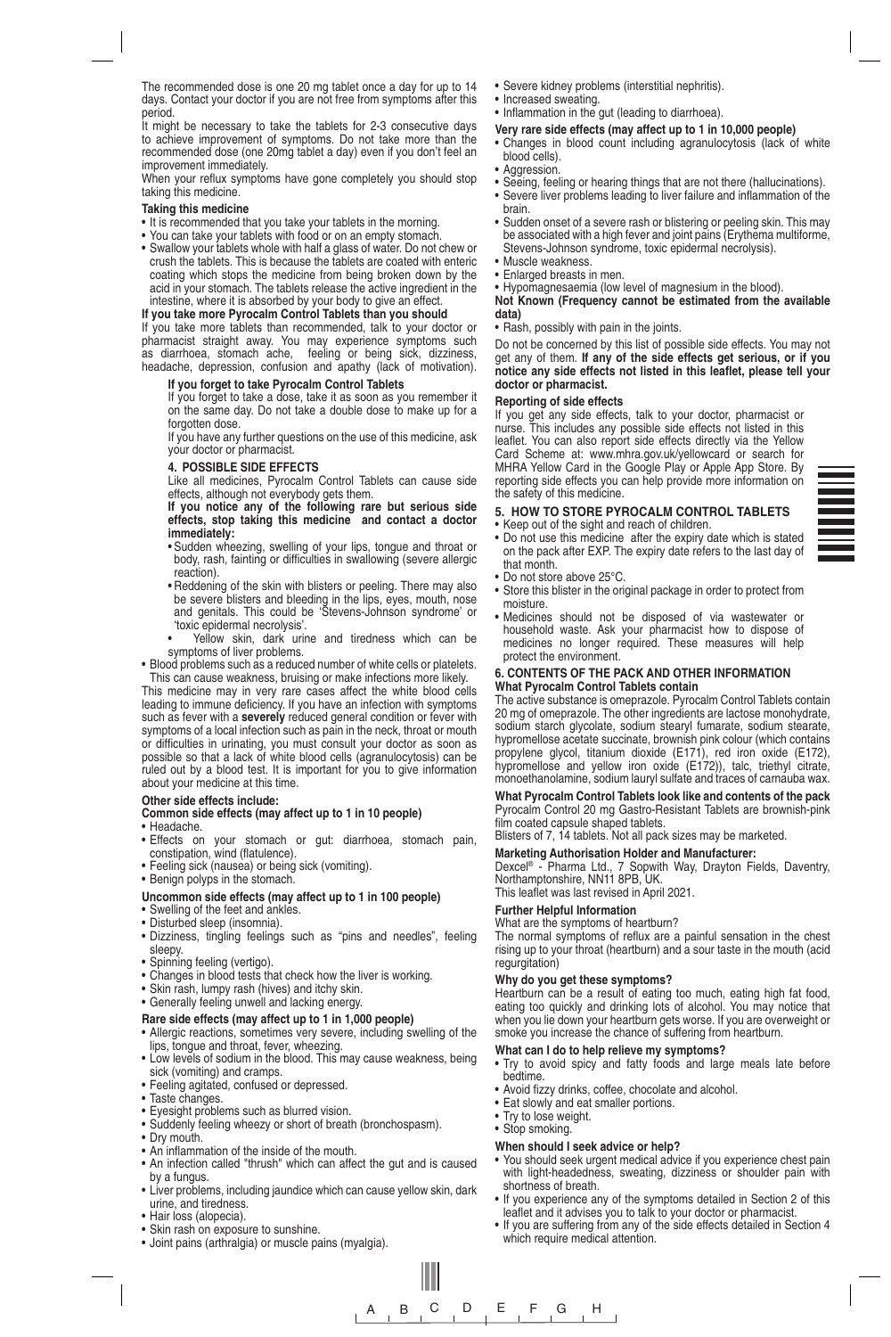The recommended dose is one 20 mg tablet once a day for up to 14 days. Contact your doctor if you are not free from symptoms after this period.

It might be necessary to take the tablets for 2-3 consecutive days to achieve improvement of symptoms. Do not take more than the recommended dose (one 20mg tablet a day) even if you don't feel an improvement immediately.

When your reflux symptoms have gone completely you should stop taking this medicine.

**Taking this medicine**

- It is recommended that you take your tablets in the morning.
- You can take your tablets with food or on an empty stomach.
- Swallow your tablets whole with half a glass of water. Do not chew or crush the tablets. This is because the tablets are coated with enteric coating which stops the medicine from being broken down by the acid in your stomach. The tablets release the active ingredient in the intestine, where it is absorbed by your body to give an effect.

**If you take more Pyrocalm Control Tablets than you should**

If you take more tablets than recommended, talk to your doctor or pharmacist straight away. You may experience symptoms such as diarrhoea, stomach ache, feeling or being sick, dizziness, headache, depression, confusion and apathy (lack of motivation).

**If you forget to take Pyrocalm Control Tablets**

If you forget to take a dose, take it as soon as you remember it on the same day. Do not take a double dose to make up for a forgotten dose.

If you have any further questions on the use of this medicine, ask your doctor or pharmacist.

## 4. POSSIBLE SIDE EFFECTS

Like all medicines, Pyrocalm Control Tablets can cause side effects, although not everybody gets them.

**If you notice any of the following rare but serious side effects, stop taking this medicine and contact a doctor immediately:**

- Sudden wheezing, swelling of your lips, tongue and throat or body, rash, fainting or difficulties in swallowing (severe allergic reaction).
- Reddening of the skin with blisters or peeling. There may also be severe blisters and bleeding in the lips, eyes, mouth, nose and genitals. This could be 'Stevens-Johnson syndrome' or 'toxic epidermal necrolysis'.
- Yellow skin, dark urine and tiredness which can be symptoms of liver problems.
- Blood problems such as a reduced number of white cells or platelets. This can cause weakness, bruising or make infections more likely.

This medicine may in very rare cases affect the white blood cells leading to immune deficiency. If you have an infection with symptoms such as fever with a **severely** reduced general condition or fever with symptoms of a local infection such as pain in the neck, throat or mouth or difficulties in urinating, you must consult your doctor as soon as possible so that a lack of white blood cells (agranulocytosis) can be ruled out by a blood test. It is important for you to give information about your medicine at this time.

**Other side effects include:**

**Common side effects (may affect up to 1 in 10 people)**

- Headache.
- Effects on your stomach or gut: diarrhoea, stomach pain, constipation, wind (flatulence).
- Feeling sick (nausea) or being sick (vomiting).
- Benign polyps in the stomach.

**Uncommon side effects (may affect up to 1 in 100 people)**

- Swelling of the feet and ankles.
- Disturbed sleep (insomnia).
- Dizziness, tingling feelings such as "pins and needles", feeling sleepy.
- Spinning feeling (vertigo).
- Changes in blood tests that check how the liver is working.
- Skin rash, lumpy rash (hives) and itchy skin.
- Generally feeling unwell and lacking energy.

**Rare side effects (may affect up to 1 in 1,000 people)**

- Allergic reactions, sometimes very severe, including swelling of the lips, tongue and throat, fever, wheezing.
- Low levels of sodium in the blood. This may cause weakness, being sick (vomiting) and cramps.
- Feeling agitated, confused or depressed.
- Taste changes.
- Eyesight problems such as blurred vision.
- Suddenly feeling wheezy or short of breath (bronchospasm).
- Dry mouth.
- An inflammation of the inside of the mouth.
- An infection called "thrush" which can affect the gut and is caused by a fungus.
- Liver problems, including jaundice which can cause yellow skin, dark urine, and tiredness.
- Hair loss (alopecia).
- Skin rash on exposure to sunshine.
- Joint pains (arthralgia) or muscle pains (myalgia).
- Severe kidney problems (interstitial nephritis).
- Increased sweating.
- Inflammation in the gut (leading to diarrhoea).

**Very rare side effects (may affect up to 1 in 10,000 people)**

- Changes in blood count including agranulocytosis (lack of white blood cells).
- Aggression.
- Seeing, feeling or hearing things that are not there (hallucinations).
- Severe liver problems leading to liver failure and inflammation of the brain.
- Sudden onset of a severe rash or blistering or peeling skin. This may be associated with a high fever and joint pains (Erythema multiforme, Stevens-Johnson syndrome, toxic epidermal necrolysis).
- Muscle weakness.
- Enlarged breasts in men.
- Hypomagnesaemia (low level of magnesium in the blood).

**Not Known (Frequency cannot be estimated from the available data)**

- Rash, possibly with pain in the joints.

Do not be concerned by this list of possible side effects. You may not get any of them. **If any of the side effects get serious, or if you notice any side effects not listed in this leaflet, please tell your doctor or pharmacist.**

**Reporting of side effects**

If you get any side effects, talk to your doctor, pharmacist or nurse. This includes any possible side effects not listed in this leaflet. You can also report side effects directly via the Yellow Card Scheme at: www.mhra.gov.uk/yellowcard or search for MHRA Yellow Card in the Google Play or Apple App Store. By reporting side effects you can help provide more information on the safety of this medicine.

## 5. HOW TO STORE PYROCALM CONTROL TABLETS

- Keep out of the sight and reach of children.
- Do not use this medicine after the expiry date which is stated on the pack after EXP. The expiry date refers to the last day of that month.
- Do not store above 25°C.
- Store this blister in the original package in order to protect from moisture.
- Medicines should not be disposed of via wastewater or household waste. Ask your pharmacist how to dispose of medicines no longer required. These measures will help protect the environment.

## 6. CONTENTS OF THE PACK AND OTHER INFORMATION

**What Pyrocalm Control Tablets contain**

The active substance is omeprazole. Pyrocalm Control Tablets contain 20 mg of omeprazole. The other ingredients are lactose monohydrate, sodium starch glycolate, sodium stearyl fumarate, sodium stearate, hypromellose acetate succinate, brownish pink colour (which contains propylene glycol, titanium dioxide (E171), red iron oxide (E172), hypromellose and yellow iron oxide (E172)), talc, triethyl citrate, monoethanolamine, sodium lauryl sulfate and traces of carnauba wax.

**What Pyrocalm Control Tablets look like and contents of the pack**

Pyrocalm Control 20 mg Gastro-Resistant Tablets are brownish-pink film coated capsule shaped tablets.

Blisters of 7, 14 tablets. Not all pack sizes may be marketed.

**Marketing Authorisation Holder and Manufacturer:**

Dexcel® - Pharma Ltd., 7 Sopwith Way, Drayton Fields, Daventry, Northamptonshire, NN11 8PB, UK.

This leaflet was last revised in April 2021.

**Further Helpful Information**

What are the symptoms of heartburn?

The normal symptoms of reflux are a painful sensation in the chest rising up to your throat (heartburn) and a sour taste in the mouth (acid regurgitation)

**Why do you get these symptoms?**

Heartburn can be a result of eating too much, eating high fat food, eating too quickly and drinking lots of alcohol. You may notice that when you lie down your heartburn gets worse. If you are overweight or smoke you increase the chance of suffering from heartburn.

**What can I do to help relieve my symptoms?**

- Try to avoid spicy and fatty foods and large meals late before bedtime.
- Avoid fizzy drinks, coffee, chocolate and alcohol.
- Eat slowly and eat smaller portions.
- Try to lose weight.
- Stop smoking.

**When should I seek advice or help?**

- You should seek urgent medical advice if you experience chest pain with light-headedness, sweating, dizziness or shoulder pain with shortness of breath.
- If you experience any of the symptoms detailed in Section 2 of this leaflet and it advises you to talk to your doctor or pharmacist.
- If you are suffering from any of the side effects detailed in Section 4 which require medical attention.